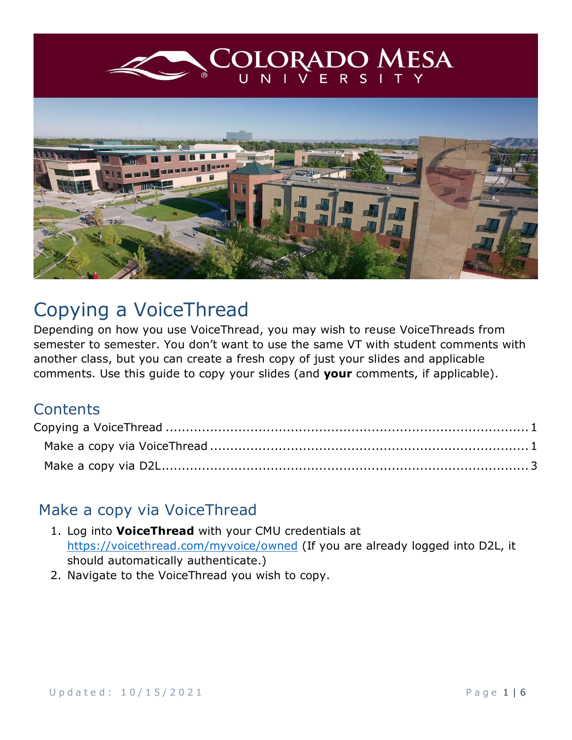# Copying a VoiceThread

Depending on how you use VoiceThread, you may wish to reuse VoiceThreads from semester to semester. You don't want to use the same VT with student comments with another class, but you can create a fresh copy of just your slides and applicable comments. Use this guide to copy your slides (and **your** comments, if applicable).

## Contents

Copying a VoiceThread ........................................................................................ 1
- Make a copy via VoiceThread ............................................................................ 1
- Make a copy via D2L.......................................................................................... 3

## Make a copy via VoiceThread

1. Log into **VoiceThread** with your CMU credentials at [https://voicethread.com/myvoice/owned](https://voicethread.com/myvoice/owned) (If you are already logged into D2L, it should automatically authenticate.)
2. Navigate to the VoiceThread you wish to copy.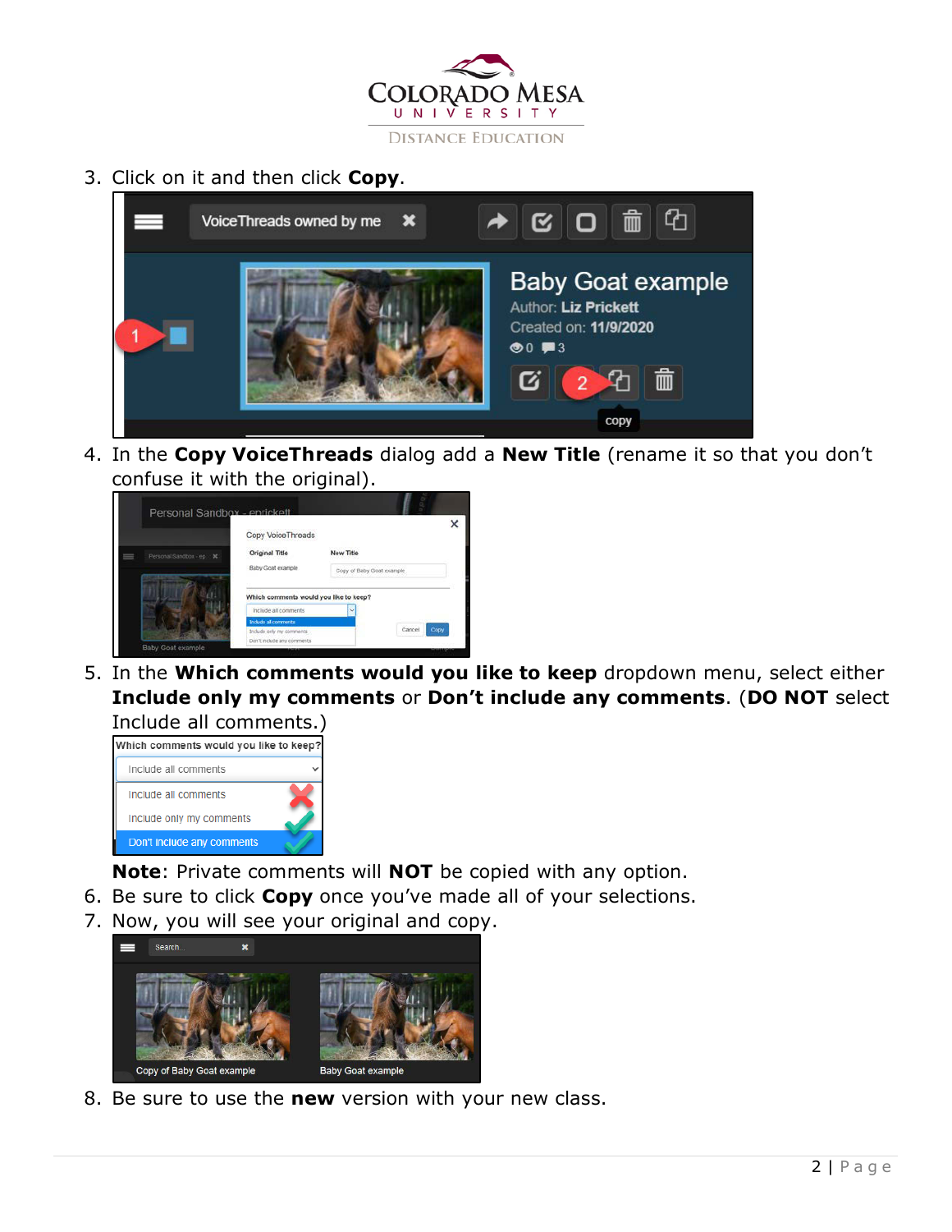3. Click on it and then click **Copy**.

4. In the **Copy VoiceThreads** dialog add a **New Title** (rename it so that you don't confuse it with the original).

5. In the **Which comments would you like to keep** dropdown menu, select either **Include only my comments** or **Don't include any comments**. (**DO NOT** select Include all comments.)

   **Note**: Private comments will **NOT** be copied with any option.

6. Be sure to click **Copy** once you've made all of your selections.
7. Now, you will see your original and copy.

8. Be sure to use the **new** version with your new class.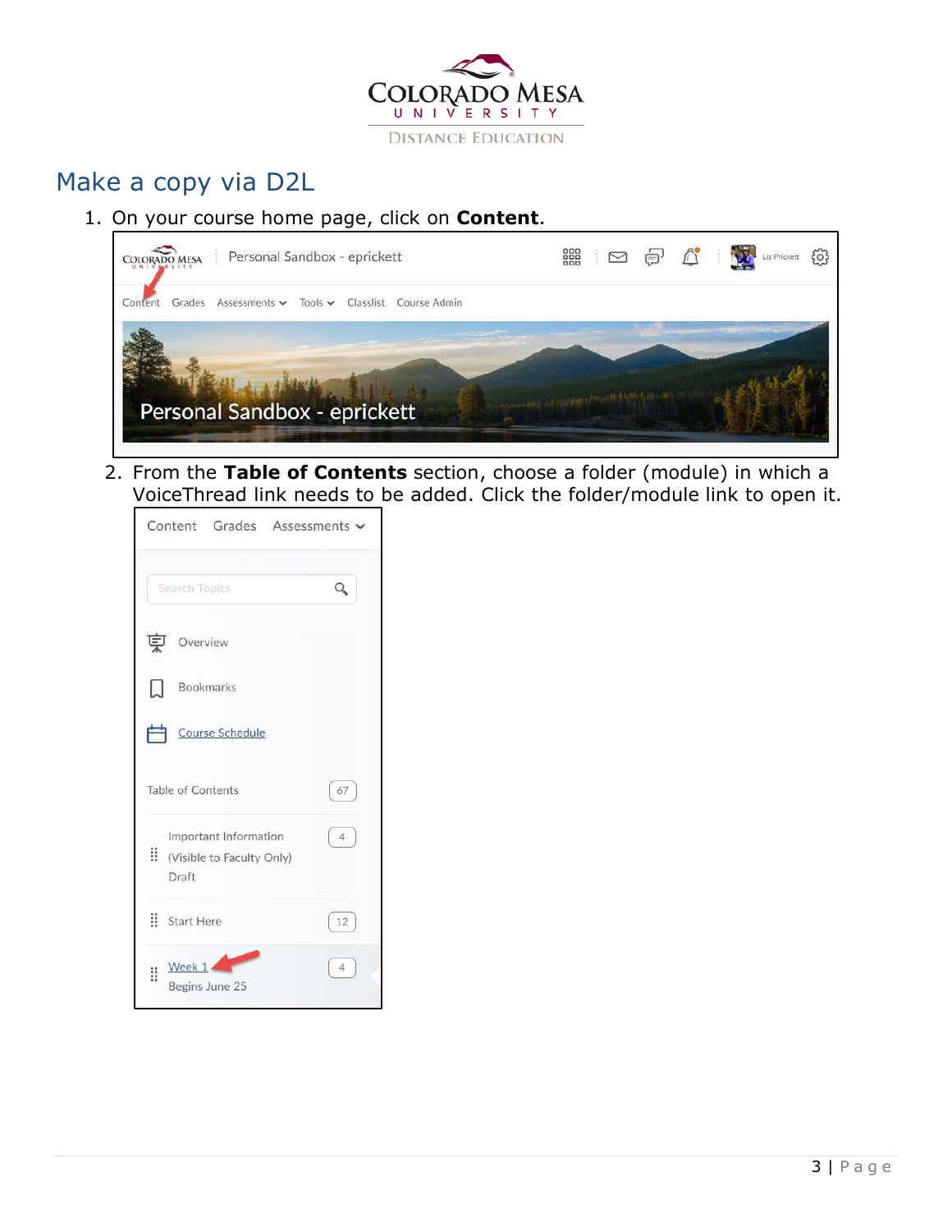## Make a copy via D2L

1. On your course home page, click on **Content**.

2. From the **Table of Contents** section, choose a folder (module) in which a VoiceThread link needs to be added. Click the folder/module link to open it.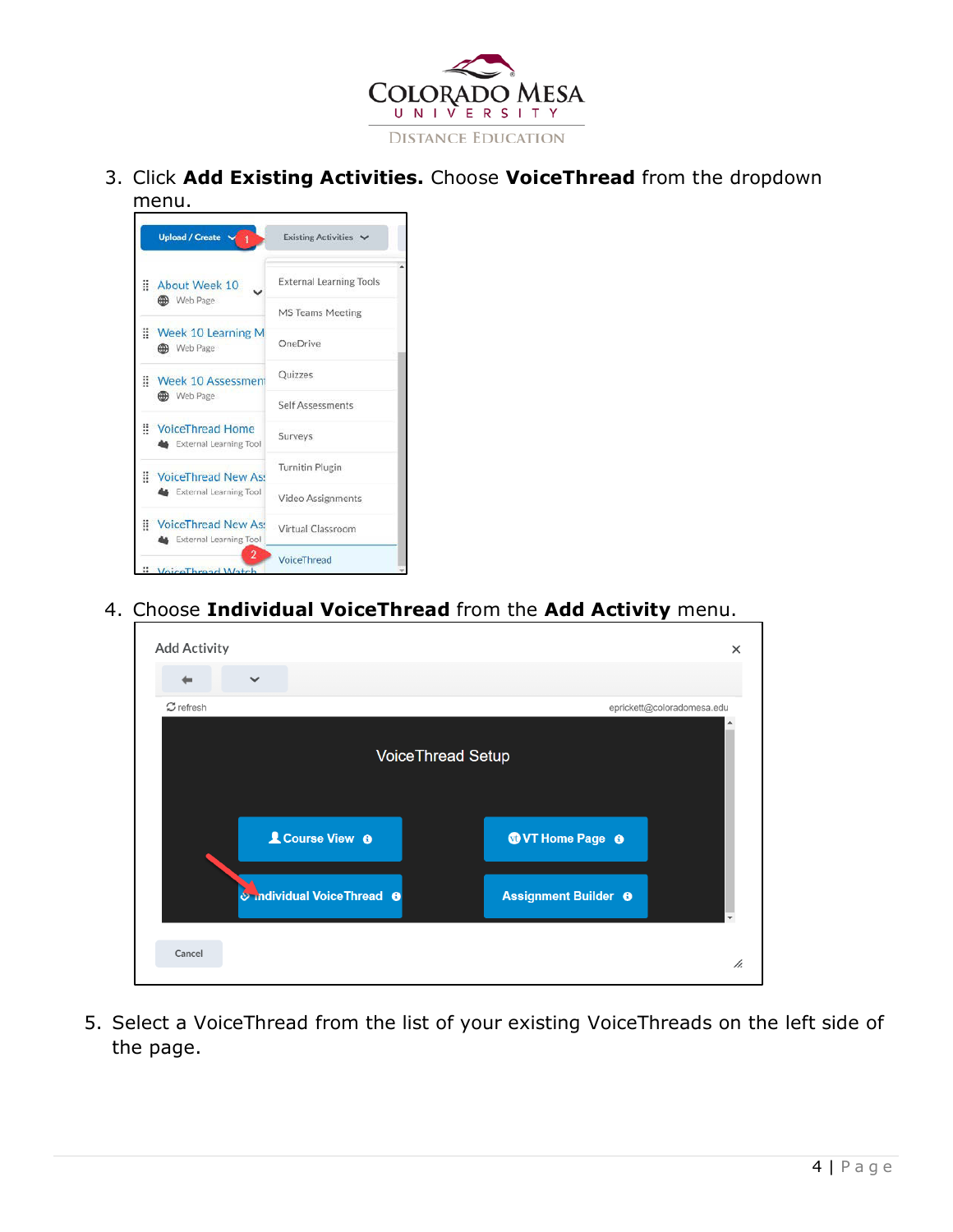3. Click **Add Existing Activities.** Choose **VoiceThread** from the dropdown menu.

4. Choose **Individual VoiceThread** from the **Add Activity** menu.

5. Select a VoiceThread from the list of your existing VoiceThreads on the left side of the page.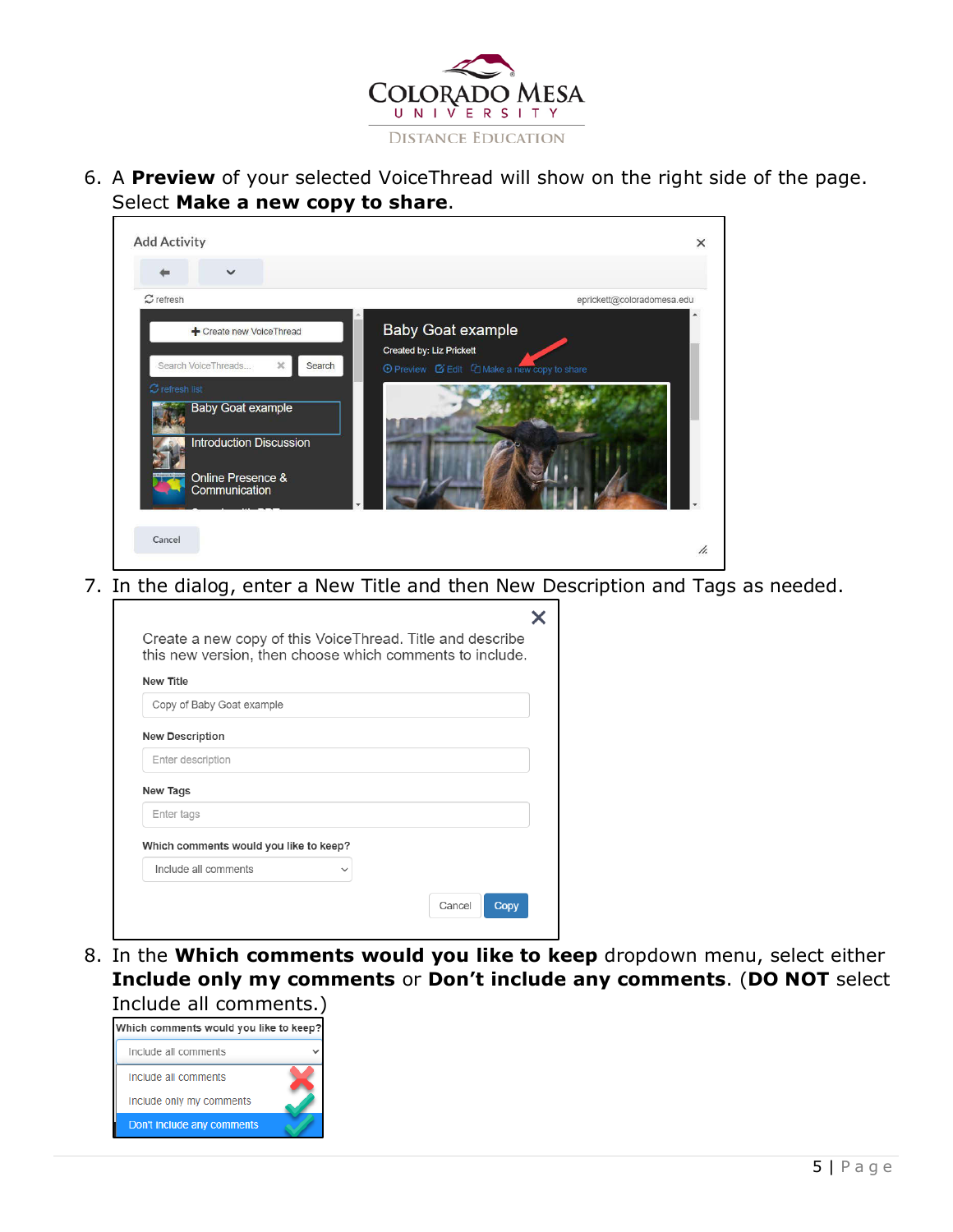6. A **Preview** of your selected VoiceThread will show on the right side of the page. Select **Make a new copy to share**.

7. In the dialog, enter a New Title and then New Description and Tags as needed.

8. In the **Which comments would you like to keep** dropdown menu, select either **Include only my comments** or **Don't include any comments**. (**DO NOT** select Include all comments.)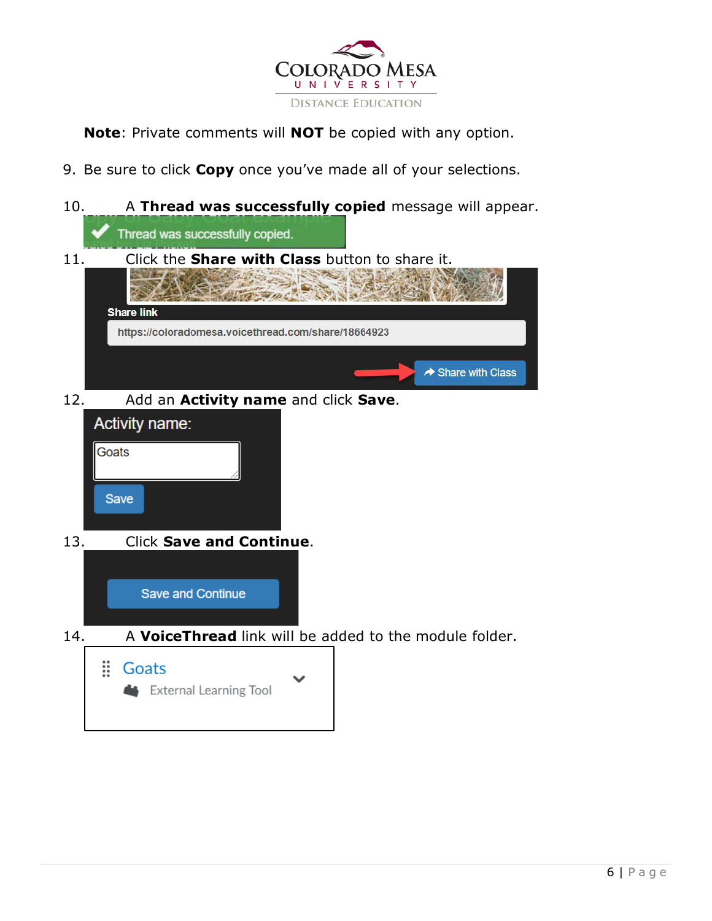**Note**: Private comments will **NOT** be copied with any option.

9. Be sure to click **Copy** once you've made all of your selections.
10. A **Thread was successfully copied** message will appear.
11. Click the **Share with Class** button to share it.
12. Add an **Activity name** and click **Save**.
13. Click **Save and Continue**.
14. A **VoiceThread** link will be added to the module folder.